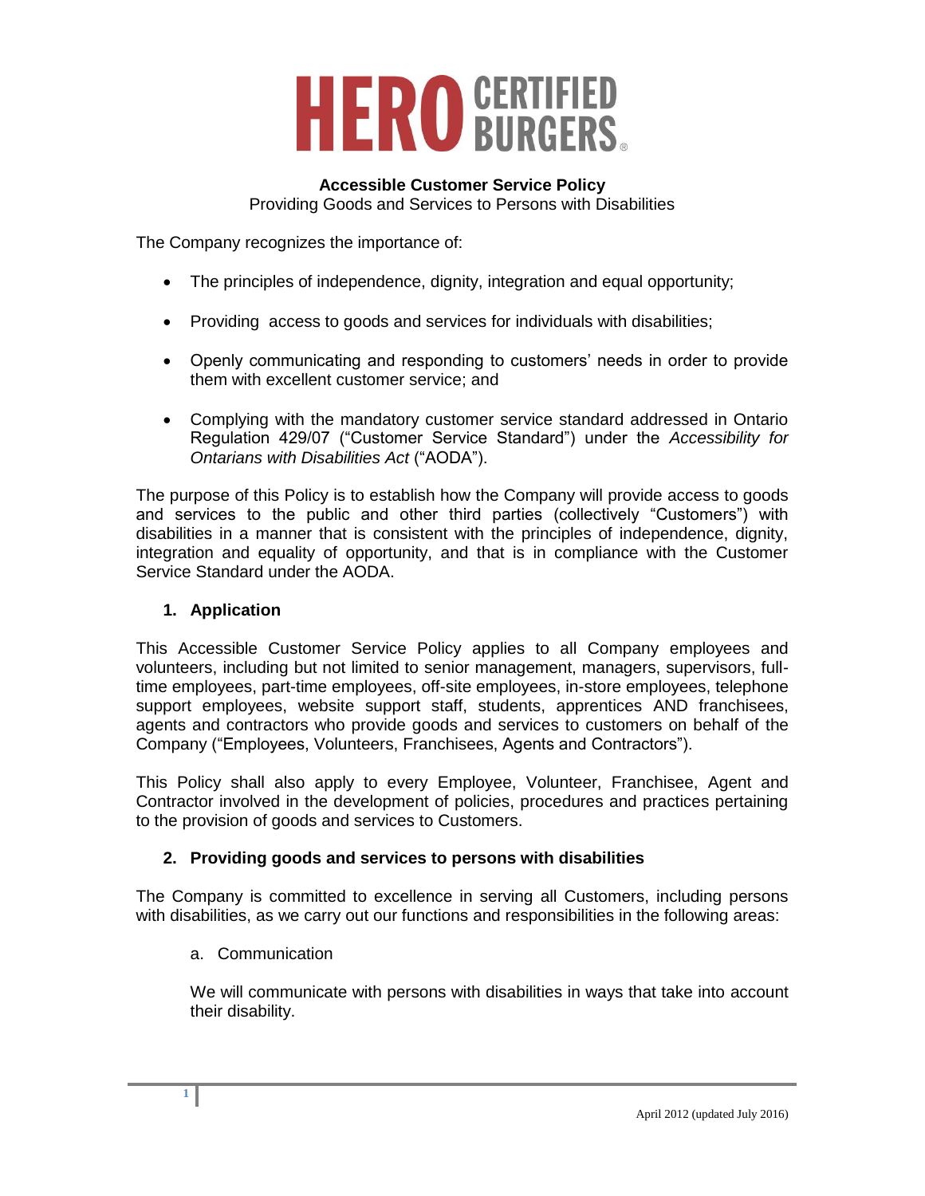# HERO CERTIFIED BURGERS®

**Accessible Customer Service Policy**
Providing Goods and Services to Persons with Disabilities

The Company recognizes the importance of:

- The principles of independence, dignity, integration and equal opportunity;
- Providing access to goods and services for individuals with disabilities;
- Openly communicating and responding to customers' needs in order to provide them with excellent customer service; and
- Complying with the mandatory customer service standard addressed in Ontario Regulation 429/07 ("Customer Service Standard") under the *Accessibility for Ontarians with Disabilities Act* ("AODA").

The purpose of this Policy is to establish how the Company will provide access to goods and services to the public and other third parties (collectively "Customers") with disabilities in a manner that is consistent with the principles of independence, dignity, integration and equality of opportunity, and that is in compliance with the Customer Service Standard under the AODA.

## 1. Application

This Accessible Customer Service Policy applies to all Company employees and volunteers, including but not limited to senior management, managers, supervisors, full-time employees, part-time employees, off-site employees, in-store employees, telephone support employees, website support staff, students, apprentices AND franchisees, agents and contractors who provide goods and services to customers on behalf of the Company ("Employees, Volunteers, Franchisees, Agents and Contractors").

This Policy shall also apply to every Employee, Volunteer, Franchisee, Agent and Contractor involved in the development of policies, procedures and practices pertaining to the provision of goods and services to Customers.

## 2. Providing goods and services to persons with disabilities

The Company is committed to excellence in serving all Customers, including persons with disabilities, as we carry out our functions and responsibilities in the following areas:

a. Communication

We will communicate with persons with disabilities in ways that take into account their disability.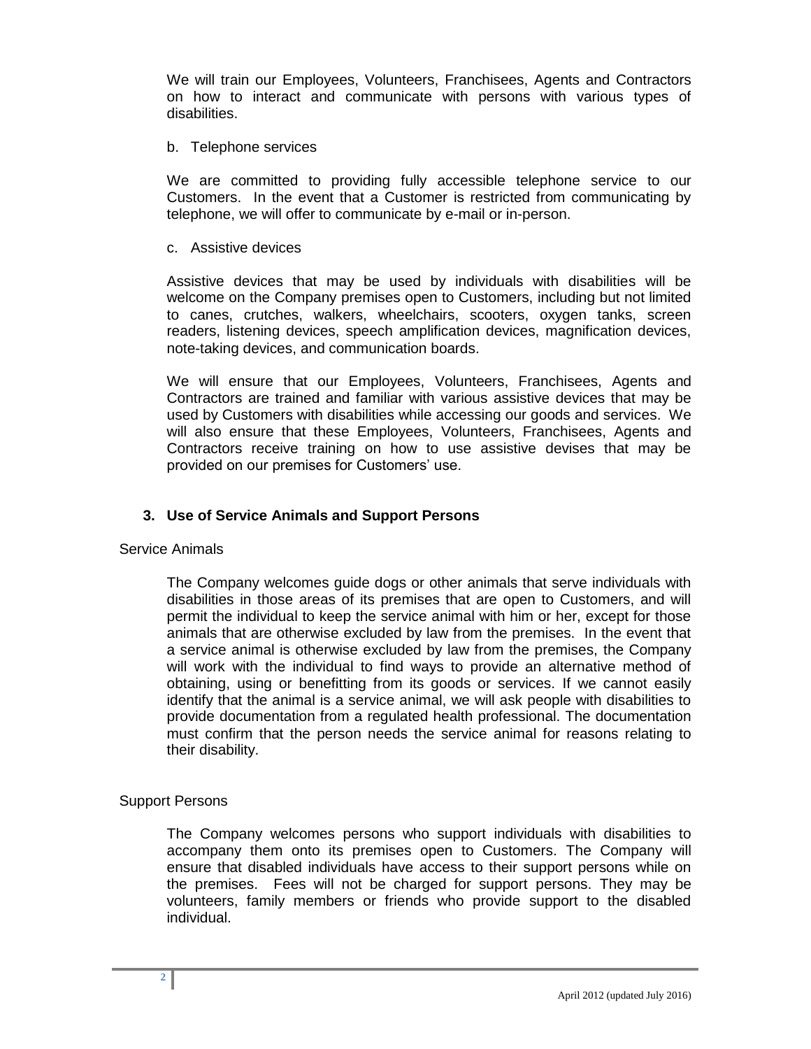We will train our Employees, Volunteers, Franchisees, Agents and Contractors on how to interact and communicate with persons with various types of disabilities.

b. Telephone services

We are committed to providing fully accessible telephone service to our Customers. In the event that a Customer is restricted from communicating by telephone, we will offer to communicate by e-mail or in-person.

c. Assistive devices

Assistive devices that may be used by individuals with disabilities will be welcome on the Company premises open to Customers, including but not limited to canes, crutches, walkers, wheelchairs, scooters, oxygen tanks, screen readers, listening devices, speech amplification devices, magnification devices, note-taking devices, and communication boards.

We will ensure that our Employees, Volunteers, Franchisees, Agents and Contractors are trained and familiar with various assistive devices that may be used by Customers with disabilities while accessing our goods and services. We will also ensure that these Employees, Volunteers, Franchisees, Agents and Contractors receive training on how to use assistive devises that may be provided on our premises for Customers' use.

### 3. Use of Service Animals and Support Persons

Service Animals

The Company welcomes guide dogs or other animals that serve individuals with disabilities in those areas of its premises that are open to Customers, and will permit the individual to keep the service animal with him or her, except for those animals that are otherwise excluded by law from the premises. In the event that a service animal is otherwise excluded by law from the premises, the Company will work with the individual to find ways to provide an alternative method of obtaining, using or benefitting from its goods or services. If we cannot easily identify that the animal is a service animal, we will ask people with disabilities to provide documentation from a regulated health professional. The documentation must confirm that the person needs the service animal for reasons relating to their disability.

Support Persons

The Company welcomes persons who support individuals with disabilities to accompany them onto its premises open to Customers. The Company will ensure that disabled individuals have access to their support persons while on the premises. Fees will not be charged for support persons. They may be volunteers, family members or friends who provide support to the disabled individual.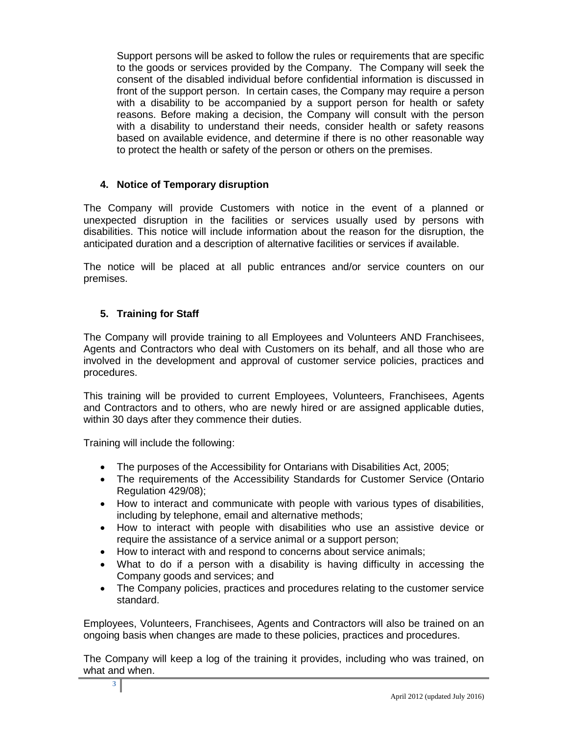Support persons will be asked to follow the rules or requirements that are specific to the goods or services provided by the Company. The Company will seek the consent of the disabled individual before confidential information is discussed in front of the support person. In certain cases, the Company may require a person with a disability to be accompanied by a support person for health or safety reasons. Before making a decision, the Company will consult with the person with a disability to understand their needs, consider health or safety reasons based on available evidence, and determine if there is no other reasonable way to protect the health or safety of the person or others on the premises.

### 4. Notice of Temporary disruption

The Company will provide Customers with notice in the event of a planned or unexpected disruption in the facilities or services usually used by persons with disabilities. This notice will include information about the reason for the disruption, the anticipated duration and a description of alternative facilities or services if available.

The notice will be placed at all public entrances and/or service counters on our premises.

### 5. Training for Staff

The Company will provide training to all Employees and Volunteers AND Franchisees, Agents and Contractors who deal with Customers on its behalf, and all those who are involved in the development and approval of customer service policies, practices and procedures.

This training will be provided to current Employees, Volunteers, Franchisees, Agents and Contractors and to others, who are newly hired or are assigned applicable duties, within 30 days after they commence their duties.

Training will include the following:

- The purposes of the Accessibility for Ontarians with Disabilities Act, 2005;
- The requirements of the Accessibility Standards for Customer Service (Ontario Regulation 429/08);
- How to interact and communicate with people with various types of disabilities, including by telephone, email and alternative methods;
- How to interact with people with disabilities who use an assistive device or require the assistance of a service animal or a support person;
- How to interact with and respond to concerns about service animals;
- What to do if a person with a disability is having difficulty in accessing the Company goods and services; and
- The Company policies, practices and procedures relating to the customer service standard.

Employees, Volunteers, Franchisees, Agents and Contractors will also be trained on an ongoing basis when changes are made to these policies, practices and procedures.

The Company will keep a log of the training it provides, including who was trained, on what and when.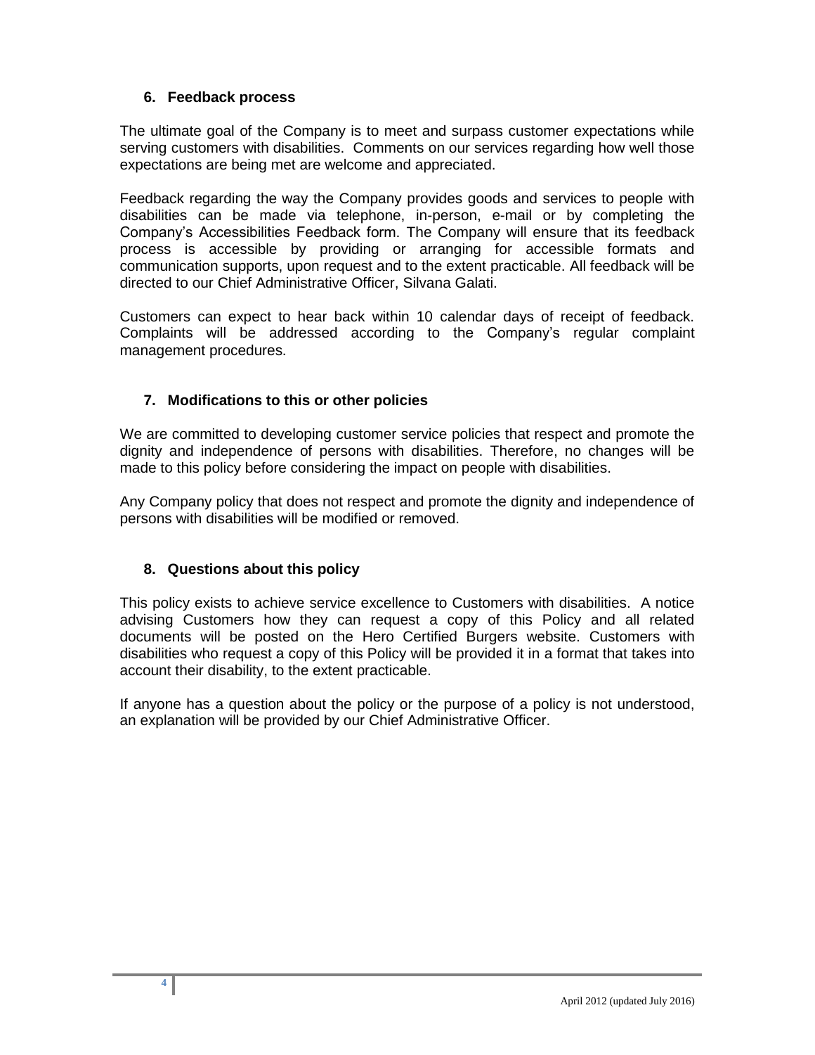## 6. Feedback process

The ultimate goal of the Company is to meet and surpass customer expectations while serving customers with disabilities. Comments on our services regarding how well those expectations are being met are welcome and appreciated.

Feedback regarding the way the Company provides goods and services to people with disabilities can be made via telephone, in-person, e-mail or by completing the Company's Accessibilities Feedback form. The Company will ensure that its feedback process is accessible by providing or arranging for accessible formats and communication supports, upon request and to the extent practicable. All feedback will be directed to our Chief Administrative Officer, Silvana Galati.

Customers can expect to hear back within 10 calendar days of receipt of feedback. Complaints will be addressed according to the Company's regular complaint management procedures.

## 7. Modifications to this or other policies

We are committed to developing customer service policies that respect and promote the dignity and independence of persons with disabilities. Therefore, no changes will be made to this policy before considering the impact on people with disabilities.

Any Company policy that does not respect and promote the dignity and independence of persons with disabilities will be modified or removed.

## 8. Questions about this policy

This policy exists to achieve service excellence to Customers with disabilities. A notice advising Customers how they can request a copy of this Policy and all related documents will be posted on the Hero Certified Burgers website. Customers with disabilities who request a copy of this Policy will be provided it in a format that takes into account their disability, to the extent practicable.

If anyone has a question about the policy or the purpose of a policy is not understood, an explanation will be provided by our Chief Administrative Officer.